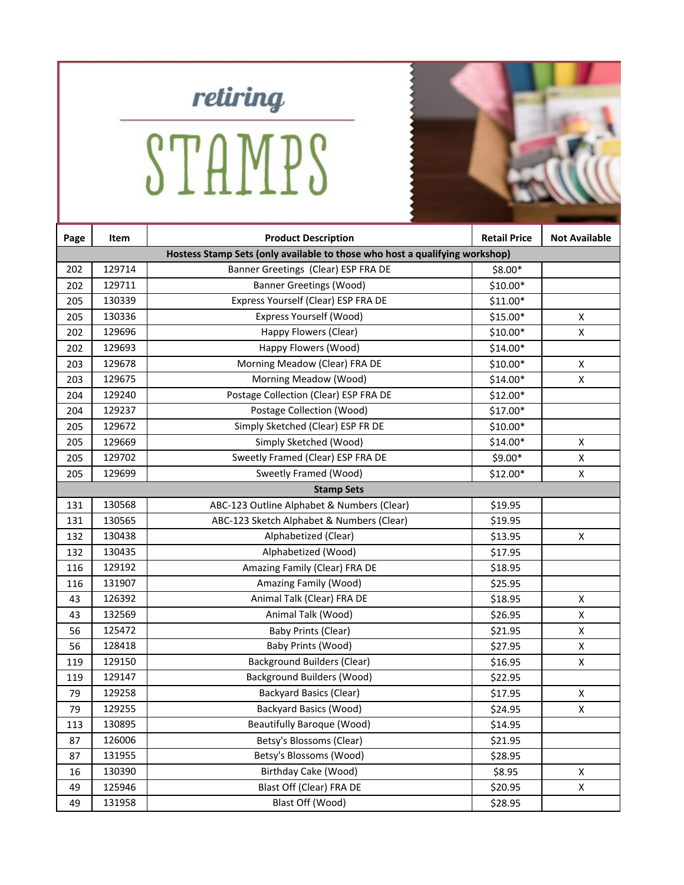# retiring STAMPS

| Page | Item | Product Description | Retail Price | Not Available |
|---|---|---|---|---|
| | | **Hostess Stamp Sets (only available to those who host a qualifying workshop)** | | |
| 202 | 129714 | Banner Greetings (Clear) ESP FRA DE | $8.00* | |
| 202 | 129711 | Banner Greetings (Wood) | $10.00* | |
| 205 | 130339 | Express Yourself (Clear) ESP FRA DE | $11.00* | |
| 205 | 130336 | Express Yourself (Wood) | $15.00* | X |
| 202 | 129696 | Happy Flowers (Clear) | $10.00* | X |
| 202 | 129693 | Happy Flowers (Wood) | $14.00* | |
| 203 | 129678 | Morning Meadow (Clear) FRA DE | $10.00* | X |
| 203 | 129675 | Morning Meadow (Wood) | $14.00* | X |
| 204 | 129240 | Postage Collection (Clear) ESP FRA DE | $12.00* | |
| 204 | 129237 | Postage Collection (Wood) | $17.00* | |
| 205 | 129672 | Simply Sketched (Clear) ESP FR DE | $10.00* | |
| 205 | 129669 | Simply Sketched (Wood) | $14.00* | X |
| 205 | 129702 | Sweetly Framed (Clear) ESP FRA DE | $9.00* | X |
| 205 | 129699 | Sweetly Framed (Wood) | $12.00* | X |
| | | **Stamp Sets** | | |
| 131 | 130568 | ABC-123 Outline Alphabet & Numbers (Clear) | $19.95 | |
| 131 | 130565 | ABC-123 Sketch Alphabet & Numbers (Clear) | $19.95 | |
| 132 | 130438 | Alphabetized (Clear) | $13.95 | X |
| 132 | 130435 | Alphabetized (Wood) | $17.95 | |
| 116 | 129192 | Amazing Family (Clear) FRA DE | $18.95 | |
| 116 | 131907 | Amazing Family (Wood) | $25.95 | |
| 43 | 126392 | Animal Talk (Clear) FRA DE | $18.95 | X |
| 43 | 132569 | Animal Talk (Wood) | $26.95 | X |
| 56 | 125472 | Baby Prints (Clear) | $21.95 | X |
| 56 | 128418 | Baby Prints (Wood) | $27.95 | X |
| 119 | 129150 | Background Builders (Clear) | $16.95 | X |
| 119 | 129147 | Background Builders (Wood) | $22.95 | |
| 79 | 129258 | Backyard Basics (Clear) | $17.95 | X |
| 79 | 129255 | Backyard Basics (Wood) | $24.95 | X |
| 113 | 130895 | Beautifully Baroque (Wood) | $14.95 | |
| 87 | 126006 | Betsy's Blossoms (Clear) | $21.95 | |
| 87 | 131955 | Betsy's Blossoms (Wood) | $28.95 | |
| 16 | 130390 | Birthday Cake (Wood) | $8.95 | X |
| 49 | 125946 | Blast Off (Clear) FRA DE | $20.95 | X |
| 49 | 131958 | Blast Off (Wood) | $28.95 | |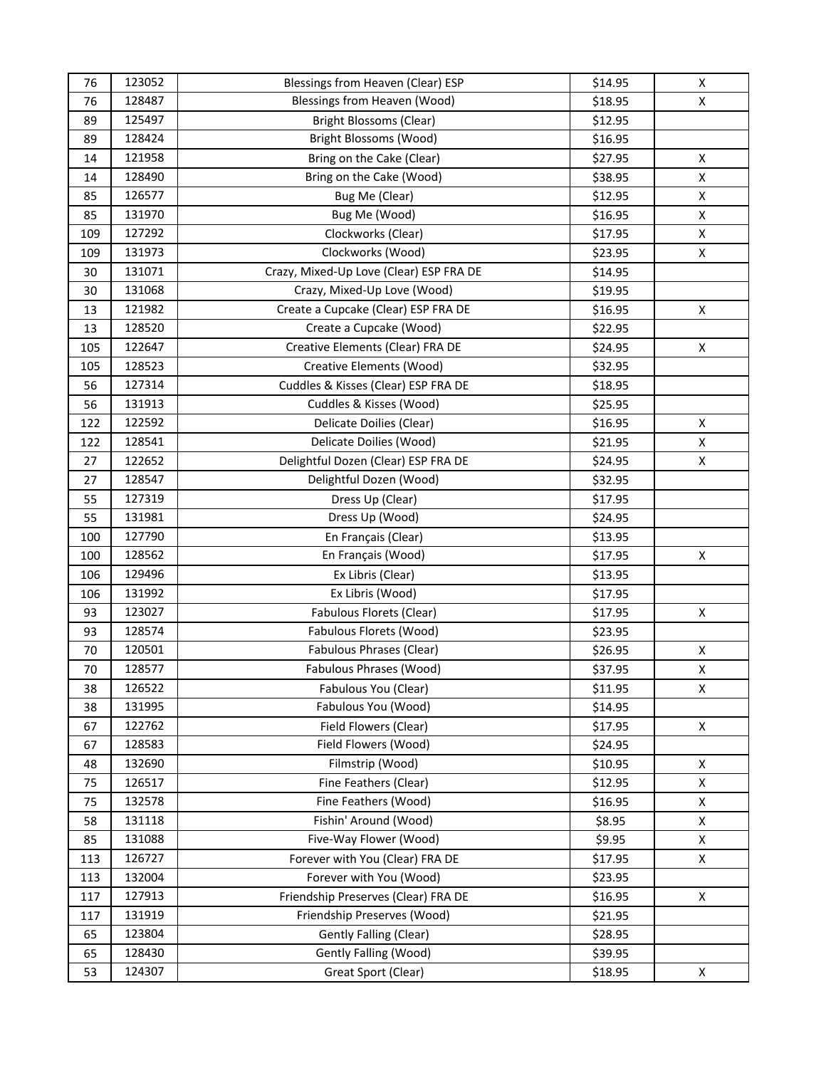| | | | | |
|---|---|---|---|---|
| 76 | 123052 | Blessings from Heaven (Clear) ESP | $14.95 | X |
| 76 | 128487 | Blessings from Heaven (Wood) | $18.95 | X |
| 89 | 125497 | Bright Blossoms (Clear) | $12.95 | |
| 89 | 128424 | Bright Blossoms (Wood) | $16.95 | |
| 14 | 121958 | Bring on the Cake (Clear) | $27.95 | X |
| 14 | 128490 | Bring on the Cake (Wood) | $38.95 | X |
| 85 | 126577 | Bug Me (Clear) | $12.95 | X |
| 85 | 131970 | Bug Me (Wood) | $16.95 | X |
| 109 | 127292 | Clockworks (Clear) | $17.95 | X |
| 109 | 131973 | Clockworks (Wood) | $23.95 | X |
| 30 | 131071 | Crazy, Mixed-Up Love (Clear) ESP FRA DE | $14.95 | |
| 30 | 131068 | Crazy, Mixed-Up Love (Wood) | $19.95 | |
| 13 | 121982 | Create a Cupcake (Clear) ESP FRA DE | $16.95 | X |
| 13 | 128520 | Create a Cupcake (Wood) | $22.95 | |
| 105 | 122647 | Creative Elements (Clear) FRA DE | $24.95 | X |
| 105 | 128523 | Creative Elements (Wood) | $32.95 | |
| 56 | 127314 | Cuddles & Kisses (Clear) ESP FRA DE | $18.95 | |
| 56 | 131913 | Cuddles & Kisses (Wood) | $25.95 | |
| 122 | 122592 | Delicate Doilies (Clear) | $16.95 | X |
| 122 | 128541 | Delicate Doilies (Wood) | $21.95 | X |
| 27 | 122652 | Delightful Dozen (Clear) ESP FRA DE | $24.95 | X |
| 27 | 128547 | Delightful Dozen (Wood) | $32.95 | |
| 55 | 127319 | Dress Up (Clear) | $17.95 | |
| 55 | 131981 | Dress Up (Wood) | $24.95 | |
| 100 | 127790 | En Français (Clear) | $13.95 | |
| 100 | 128562 | En Français (Wood) | $17.95 | X |
| 106 | 129496 | Ex Libris (Clear) | $13.95 | |
| 106 | 131992 | Ex Libris (Wood) | $17.95 | |
| 93 | 123027 | Fabulous Florets (Clear) | $17.95 | X |
| 93 | 128574 | Fabulous Florets (Wood) | $23.95 | |
| 70 | 120501 | Fabulous Phrases (Clear) | $26.95 | X |
| 70 | 128577 | Fabulous Phrases (Wood) | $37.95 | X |
| 38 | 126522 | Fabulous You (Clear) | $11.95 | X |
| 38 | 131995 | Fabulous You (Wood) | $14.95 | |
| 67 | 122762 | Field Flowers (Clear) | $17.95 | X |
| 67 | 128583 | Field Flowers (Wood) | $24.95 | |
| 48 | 132690 | Filmstrip (Wood) | $10.95 | X |
| 75 | 126517 | Fine Feathers (Clear) | $12.95 | X |
| 75 | 132578 | Fine Feathers (Wood) | $16.95 | X |
| 58 | 131118 | Fishin' Around (Wood) | $8.95 | X |
| 85 | 131088 | Five-Way Flower (Wood) | $9.95 | X |
| 113 | 126727 | Forever with You (Clear) FRA DE | $17.95 | X |
| 113 | 132004 | Forever with You (Wood) | $23.95 | |
| 117 | 127913 | Friendship Preserves (Clear) FRA DE | $16.95 | X |
| 117 | 131919 | Friendship Preserves (Wood) | $21.95 | |
| 65 | 123804 | Gently Falling (Clear) | $28.95 | |
| 65 | 128430 | Gently Falling (Wood) | $39.95 | |
| 53 | 124307 | Great Sport (Clear) | $18.95 | X |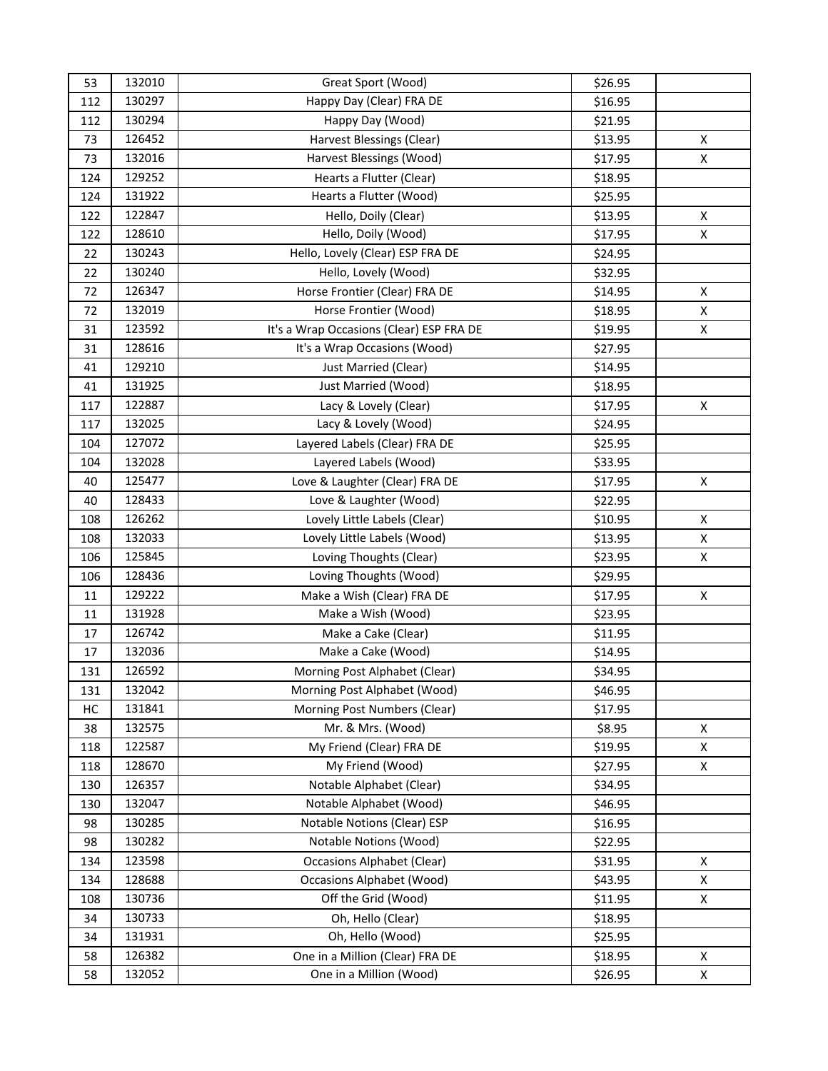| | | | | |
|---|---|---|---|---|
| 53 | 132010 | Great Sport (Wood) | $26.95 | |
| 112 | 130297 | Happy Day (Clear) FRA DE | $16.95 | |
| 112 | 130294 | Happy Day (Wood) | $21.95 | |
| 73 | 126452 | Harvest Blessings (Clear) | $13.95 | X |
| 73 | 132016 | Harvest Blessings (Wood) | $17.95 | X |
| 124 | 129252 | Hearts a Flutter (Clear) | $18.95 | |
| 124 | 131922 | Hearts a Flutter (Wood) | $25.95 | |
| 122 | 122847 | Hello, Doily (Clear) | $13.95 | X |
| 122 | 128610 | Hello, Doily (Wood) | $17.95 | X |
| 22 | 130243 | Hello, Lovely (Clear) ESP FRA DE | $24.95 | |
| 22 | 130240 | Hello, Lovely (Wood) | $32.95 | |
| 72 | 126347 | Horse Frontier (Clear) FRA DE | $14.95 | X |
| 72 | 132019 | Horse Frontier (Wood) | $18.95 | X |
| 31 | 123592 | It's a Wrap Occasions (Clear) ESP FRA DE | $19.95 | X |
| 31 | 128616 | It's a Wrap Occasions (Wood) | $27.95 | |
| 41 | 129210 | Just Married (Clear) | $14.95 | |
| 41 | 131925 | Just Married (Wood) | $18.95 | |
| 117 | 122887 | Lacy & Lovely (Clear) | $17.95 | X |
| 117 | 132025 | Lacy & Lovely (Wood) | $24.95 | |
| 104 | 127072 | Layered Labels (Clear) FRA DE | $25.95 | |
| 104 | 132028 | Layered Labels (Wood) | $33.95 | |
| 40 | 125477 | Love & Laughter (Clear) FRA DE | $17.95 | X |
| 40 | 128433 | Love & Laughter (Wood) | $22.95 | |
| 108 | 126262 | Lovely Little Labels (Clear) | $10.95 | X |
| 108 | 132033 | Lovely Little Labels (Wood) | $13.95 | X |
| 106 | 125845 | Loving Thoughts (Clear) | $23.95 | X |
| 106 | 128436 | Loving Thoughts (Wood) | $29.95 | |
| 11 | 129222 | Make a Wish (Clear) FRA DE | $17.95 | X |
| 11 | 131928 | Make a Wish (Wood) | $23.95 | |
| 17 | 126742 | Make a Cake (Clear) | $11.95 | |
| 17 | 132036 | Make a Cake (Wood) | $14.95 | |
| 131 | 126592 | Morning Post Alphabet (Clear) | $34.95 | |
| 131 | 132042 | Morning Post Alphabet (Wood) | $46.95 | |
| HC | 131841 | Morning Post Numbers (Clear) | $17.95 | |
| 38 | 132575 | Mr. & Mrs. (Wood) | $8.95 | X |
| 118 | 122587 | My Friend (Clear) FRA DE | $19.95 | X |
| 118 | 128670 | My Friend (Wood) | $27.95 | X |
| 130 | 126357 | Notable Alphabet (Clear) | $34.95 | |
| 130 | 132047 | Notable Alphabet (Wood) | $46.95 | |
| 98 | 130285 | Notable Notions (Clear) ESP | $16.95 | |
| 98 | 130282 | Notable Notions (Wood) | $22.95 | |
| 134 | 123598 | Occasions Alphabet (Clear) | $31.95 | X |
| 134 | 128688 | Occasions Alphabet (Wood) | $43.95 | X |
| 108 | 130736 | Off the Grid (Wood) | $11.95 | X |
| 34 | 130733 | Oh, Hello (Clear) | $18.95 | |
| 34 | 131931 | Oh, Hello (Wood) | $25.95 | |
| 58 | 126382 | One in a Million (Clear) FRA DE | $18.95 | X |
| 58 | 132052 | One in a Million (Wood) | $26.95 | X |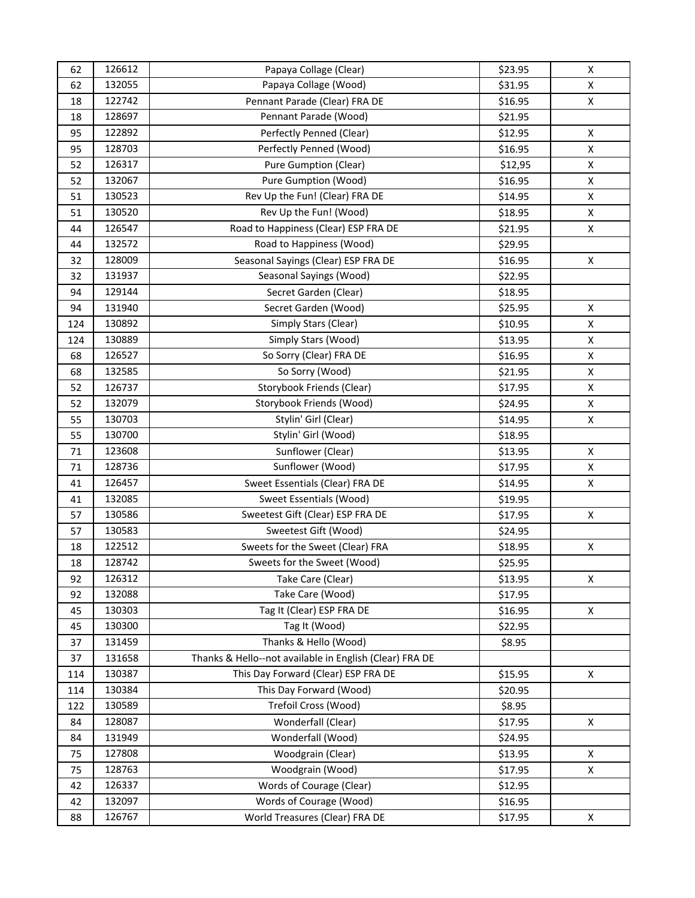| 62 | 126612 | Papaya Collage (Clear) | $23.95 | X |
|---|---|---|---|---|
| 62 | 132055 | Papaya Collage (Wood) | $31.95 | X |
| 18 | 122742 | Pennant Parade (Clear) FRA DE | $16.95 | X |
| 18 | 128697 | Pennant Parade (Wood) | $21.95 | |
| 95 | 122892 | Perfectly Penned (Clear) | $12.95 | X |
| 95 | 128703 | Perfectly Penned (Wood) | $16.95 | X |
| 52 | 126317 | Pure Gumption (Clear) | $12,95 | X |
| 52 | 132067 | Pure Gumption (Wood) | $16.95 | X |
| 51 | 130523 | Rev Up the Fun! (Clear) FRA DE | $14.95 | X |
| 51 | 130520 | Rev Up the Fun! (Wood) | $18.95 | X |
| 44 | 126547 | Road to Happiness (Clear) ESP FRA DE | $21.95 | X |
| 44 | 132572 | Road to Happiness (Wood) | $29.95 | |
| 32 | 128009 | Seasonal Sayings (Clear) ESP FRA DE | $16.95 | X |
| 32 | 131937 | Seasonal Sayings (Wood) | $22.95 | |
| 94 | 129144 | Secret Garden (Clear) | $18.95 | |
| 94 | 131940 | Secret Garden (Wood) | $25.95 | X |
| 124 | 130892 | Simply Stars (Clear) | $10.95 | X |
| 124 | 130889 | Simply Stars (Wood) | $13.95 | X |
| 68 | 126527 | So Sorry (Clear) FRA DE | $16.95 | X |
| 68 | 132585 | So Sorry (Wood) | $21.95 | X |
| 52 | 126737 | Storybook Friends (Clear) | $17.95 | X |
| 52 | 132079 | Storybook Friends (Wood) | $24.95 | X |
| 55 | 130703 | Stylin' Girl (Clear) | $14.95 | X |
| 55 | 130700 | Stylin' Girl (Wood) | $18.95 | |
| 71 | 123608 | Sunflower (Clear) | $13.95 | X |
| 71 | 128736 | Sunflower (Wood) | $17.95 | X |
| 41 | 126457 | Sweet Essentials (Clear) FRA DE | $14.95 | X |
| 41 | 132085 | Sweet Essentials (Wood) | $19.95 | |
| 57 | 130586 | Sweetest Gift (Clear) ESP FRA DE | $17.95 | X |
| 57 | 130583 | Sweetest Gift (Wood) | $24.95 | |
| 18 | 122512 | Sweets for the Sweet (Clear) FRA | $18.95 | X |
| 18 | 128742 | Sweets for the Sweet (Wood) | $25.95 | |
| 92 | 126312 | Take Care (Clear) | $13.95 | X |
| 92 | 132088 | Take Care (Wood) | $17.95 | |
| 45 | 130303 | Tag It (Clear) ESP FRA DE | $16.95 | X |
| 45 | 130300 | Tag It (Wood) | $22.95 | |
| 37 | 131459 | Thanks & Hello (Wood) | $8.95 | |
| 37 | 131658 | Thanks & Hello--not available in English (Clear) FRA DE | | |
| 114 | 130387 | This Day Forward (Clear) ESP FRA DE | $15.95 | X |
| 114 | 130384 | This Day Forward (Wood) | $20.95 | |
| 122 | 130589 | Trefoil Cross (Wood) | $8.95 | |
| 84 | 128087 | Wonderfall (Clear) | $17.95 | X |
| 84 | 131949 | Wonderfall (Wood) | $24.95 | |
| 75 | 127808 | Woodgrain (Clear) | $13.95 | X |
| 75 | 128763 | Woodgrain (Wood) | $17.95 | X |
| 42 | 126337 | Words of Courage (Clear) | $12.95 | |
| 42 | 132097 | Words of Courage (Wood) | $16.95 | |
| 88 | 126767 | World Treasures (Clear) FRA DE | $17.95 | X |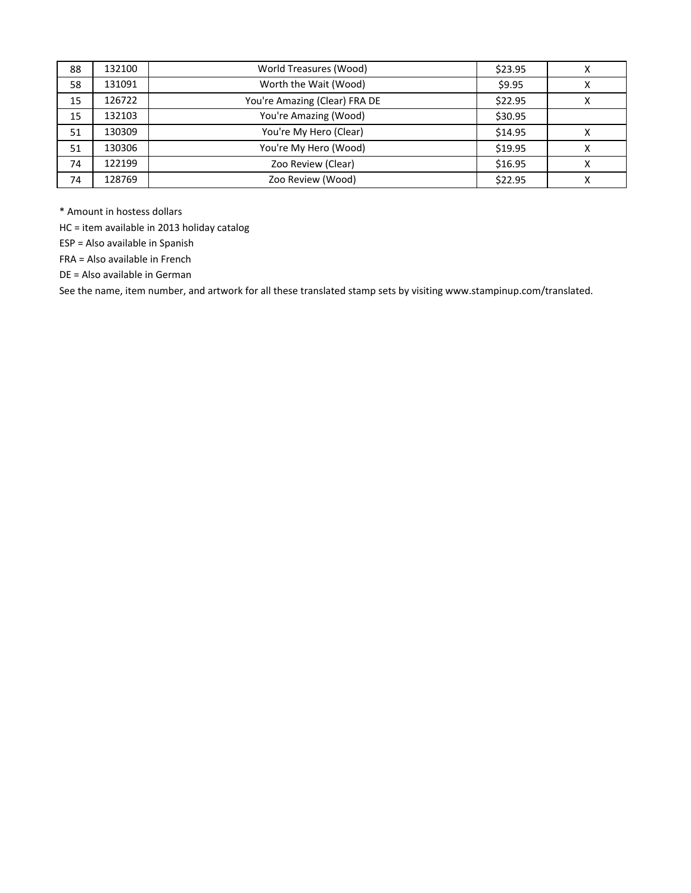| | | | | |
|---|---|---|---|---|
| 88 | 132100 | World Treasures (Wood) | $23.95 | X |
| 58 | 131091 | Worth the Wait (Wood) | $9.95 | X |
| 15 | 126722 | You're Amazing (Clear) FRA DE | $22.95 | X |
| 15 | 132103 | You're Amazing (Wood) | $30.95 | |
| 51 | 130309 | You're My Hero (Clear) | $14.95 | X |
| 51 | 130306 | You're My Hero (Wood) | $19.95 | X |
| 74 | 122199 | Zoo Review (Clear) | $16.95 | X |
| 74 | 128769 | Zoo Review (Wood) | $22.95 | X |

* Amount in hostess dollars

HC = item available in 2013 holiday catalog

ESP = Also available in Spanish

FRA = Also available in French

DE = Also available in German

See the name, item number, and artwork for all these translated stamp sets by visiting www.stampinup.com/translated.